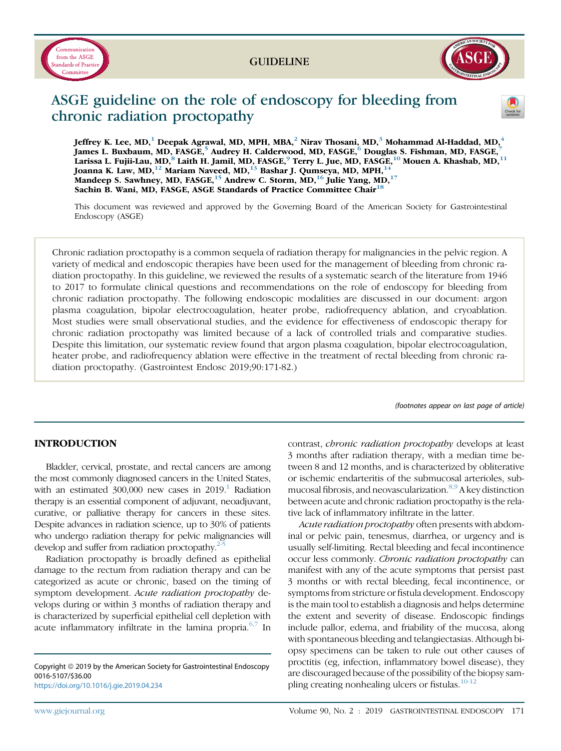Communication from the ASGE Standards of Practice Committee

GUIDELINE

# ASGE guideline on the role of endoscopy for bleeding from chronic radiation proctopathy

**Jeffrey K. Lee, MD,[1] Deepak Agrawal, MD, MPH, MBA,[2] Nirav Thosani, MD,[3] Mohammad Al-Haddad, MD,[4] James L. Buxbaum, MD, FASGE,[5] Audrey H. Calderwood, MD, FASGE,[6] Douglas S. Fishman, MD, FASGE,[7] Larissa L. Fujii-Lau, MD,[8] Laith H. Jamil, MD, FASGE,[9] Terry L. Jue, MD, FASGE,[10] Mouen A. Khashab, MD,[11] Joanna K. Law, MD,[12] Mariam Naveed, MD,[13] Bashar J. Qumseya, MD, MPH,[14] Mandeep S. Sawhney, MD, FASGE,[15] Andrew C. Storm, MD,[16] Julie Yang, MD,[17] Sachin B. Wani, MD, FASGE, ASGE Standards of Practice Committee Chair[18]**

This document was reviewed and approved by the Governing Board of the American Society for Gastrointestinal Endoscopy (ASGE)

Chronic radiation proctopathy is a common sequela of radiation therapy for malignancies in the pelvic region. A variety of medical and endoscopic therapies have been used for the management of bleeding from chronic radiation proctopathy. In this guideline, we reviewed the results of a systematic search of the literature from 1946 to 2017 to formulate clinical questions and recommendations on the role of endoscopy for bleeding from chronic radiation proctopathy. The following endoscopic modalities are discussed in our document: argon plasma coagulation, bipolar electrocoagulation, heater probe, radiofrequency ablation, and cryoablation. Most studies were small observational studies, and the evidence for effectiveness of endoscopic therapy for chronic radiation proctopathy was limited because of a lack of controlled trials and comparative studies. Despite this limitation, our systematic review found that argon plasma coagulation, bipolar electrocoagulation, heater probe, and radiofrequency ablation were effective in the treatment of rectal bleeding from chronic radiation proctopathy. (Gastrointest Endosc 2019;90:171-82.)

*(footnotes appear on last page of article)*

## INTRODUCTION

Bladder, cervical, prostate, and rectal cancers are among the most commonly diagnosed cancers in the United States, with an estimated 300,000 new cases in 2019.[1] Radiation therapy is an essential component of adjuvant, neoadjuvant, curative, or palliative therapy for cancers in these sites. Despite advances in radiation science, up to 30% of patients who undergo radiation therapy for pelvic malignancies will develop and suffer from radiation proctopathy.[2-5]

Radiation proctopathy is broadly defined as epithelial damage to the rectum from radiation therapy and can be categorized as acute or chronic, based on the timing of symptom development. *Acute radiation proctopathy* develops during or within 3 months of radiation therapy and is characterized by superficial epithelial cell depletion with acute inflammatory infiltrate in the lamina propria.[6,7] In contrast, *chronic radiation proctopathy* develops at least 3 months after radiation therapy, with a median time between 8 and 12 months, and is characterized by obliterative or ischemic endarteritis of the submucosal arterioles, submucosal fibrosis, and neovascularization.[8,9] A key distinction between acute and chronic radiation proctopathy is the relative lack of inflammatory infiltrate in the latter.

*Acute radiation proctopathy* often presents with abdominal or pelvic pain, tenesmus, diarrhea, or urgency and is usually self-limiting. Rectal bleeding and fecal incontinence occur less commonly. *Chronic radiation proctopathy* can manifest with any of the acute symptoms that persist past 3 months or with rectal bleeding, fecal incontinence, or symptoms from stricture or fistula development. Endoscopy is the main tool to establish a diagnosis and helps determine the extent and severity of disease. Endoscopic findings include pallor, edema, and friability of the mucosa, along with spontaneous bleeding and telangiectasias. Although biopsy specimens can be taken to rule out other causes of proctitis (eg, infection, inflammatory bowel disease), they are discouraged because of the possibility of the biopsy sampling creating nonhealing ulcers or fistulas.[10-12]

Copyright © 2019 by the American Society for Gastrointestinal Endoscopy
0016-5107/$36.00
https://doi.org/10.1016/j.gie.2019.04.234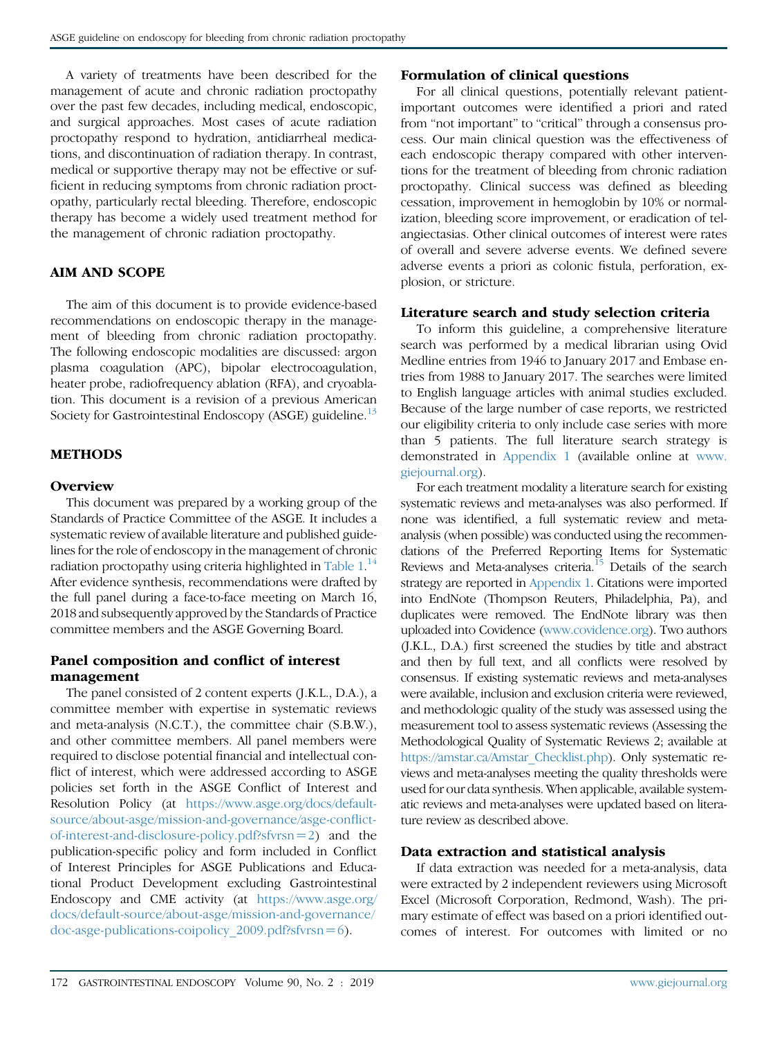A variety of treatments have been described for the management of acute and chronic radiation proctopathy over the past few decades, including medical, endoscopic, and surgical approaches. Most cases of acute radiation proctopathy respond to hydration, antidiarrheal medications, and discontinuation of radiation therapy. In contrast, medical or supportive therapy may not be effective or sufficient in reducing symptoms from chronic radiation proctopathy, particularly rectal bleeding. Therefore, endoscopic therapy has become a widely used treatment method for the management of chronic radiation proctopathy.

## AIM AND SCOPE

The aim of this document is to provide evidence-based recommendations on endoscopic therapy in the management of bleeding from chronic radiation proctopathy. The following endoscopic modalities are discussed: argon plasma coagulation (APC), bipolar electrocoagulation, heater probe, radiofrequency ablation (RFA), and cryoablation. This document is a revision of a previous American Society for Gastrointestinal Endoscopy (ASGE) guideline.[13]

## METHODS

### Overview

This document was prepared by a working group of the Standards of Practice Committee of the ASGE. It includes a systematic review of available literature and published guidelines for the role of endoscopy in the management of chronic radiation proctopathy using criteria highlighted in Table 1.[14] After evidence synthesis, recommendations were drafted by the full panel during a face-to-face meeting on March 16, 2018 and subsequently approved by the Standards of Practice committee members and the ASGE Governing Board.

### Panel composition and conflict of interest management

The panel consisted of 2 content experts (J.K.L., D.A.), a committee member with expertise in systematic reviews and meta-analysis (N.C.T.), the committee chair (S.B.W.), and other committee members. All panel members were required to disclose potential financial and intellectual conflict of interest, which were addressed according to ASGE policies set forth in the ASGE Conflict of Interest and Resolution Policy (at https://www.asge.org/docs/default-source/about-asge/mission-and-governance/asge-conflict-of-interest-and-disclosure-policy.pdf?sfvrsn=2) and the publication-specific policy and form included in Conflict of Interest Principles for ASGE Publications and Educational Product Development excluding Gastrointestinal Endoscopy and CME activity (at https://www.asge.org/docs/default-source/about-asge/mission-and-governance/doc-asge-publications-coipolicy_2009.pdf?sfvrsn=6).

### Formulation of clinical questions

For all clinical questions, potentially relevant patient-important outcomes were identified a priori and rated from "not important" to "critical" through a consensus process. Our main clinical question was the effectiveness of each endoscopic therapy compared with other interventions for the treatment of bleeding from chronic radiation proctopathy. Clinical success was defined as bleeding cessation, improvement in hemoglobin by 10% or normalization, bleeding score improvement, or eradication of telangiectasias. Other clinical outcomes of interest were rates of overall and severe adverse events. We defined severe adverse events a priori as colonic fistula, perforation, explosion, or stricture.

### Literature search and study selection criteria

To inform this guideline, a comprehensive literature search was performed by a medical librarian using Ovid Medline entries from 1946 to January 2017 and Embase entries from 1988 to January 2017. The searches were limited to English language articles with animal studies excluded. Because of the large number of case reports, we restricted our eligibility criteria to only include case series with more than 5 patients. The full literature search strategy is demonstrated in Appendix 1 (available online at www.giejournal.org).

For each treatment modality a literature search for existing systematic reviews and meta-analyses was also performed. If none was identified, a full systematic review and meta-analysis (when possible) was conducted using the recommendations of the Preferred Reporting Items for Systematic Reviews and Meta-analyses criteria.[15] Details of the search strategy are reported in Appendix 1. Citations were imported into EndNote (Thompson Reuters, Philadelphia, Pa), and duplicates were removed. The EndNote library was then uploaded into Covidence (www.covidence.org). Two authors (J.K.L., D.A.) first screened the studies by title and abstract and then by full text, and all conflicts were resolved by consensus. If existing systematic reviews and meta-analyses were available, inclusion and exclusion criteria were reviewed, and methodologic quality of the study was assessed using the measurement tool to assess systematic reviews (Assessing the Methodological Quality of Systematic Reviews 2; available at https://amstar.ca/Amstar_Checklist.php). Only systematic reviews and meta-analyses meeting the quality thresholds were used for our data synthesis. When applicable, available systematic reviews and meta-analyses were updated based on literature review as described above.

### Data extraction and statistical analysis

If data extraction was needed for a meta-analysis, data were extracted by 2 independent reviewers using Microsoft Excel (Microsoft Corporation, Redmond, Wash). The primary estimate of effect was based on a priori identified outcomes of interest. For outcomes with limited or no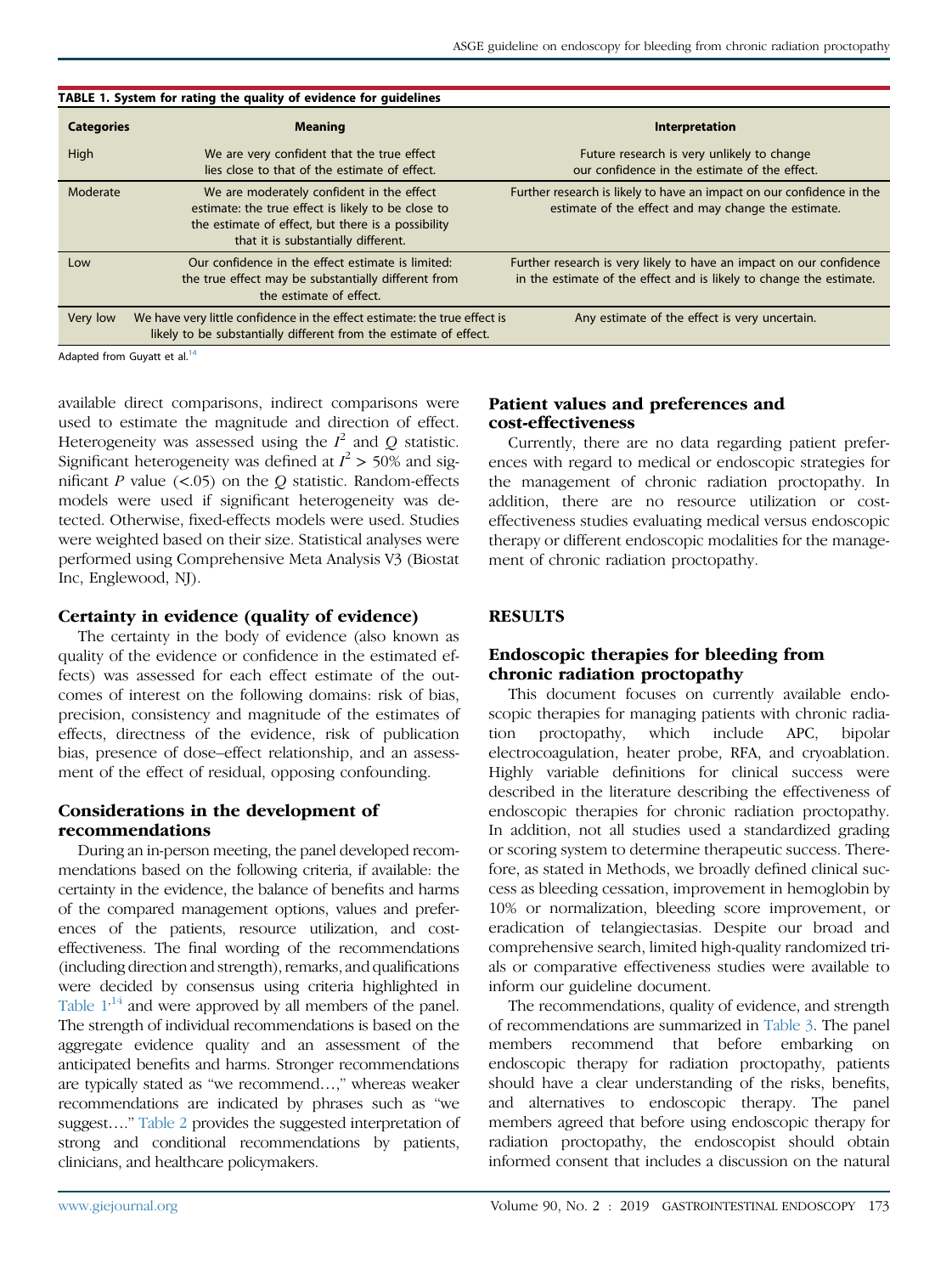**TABLE 1. System for rating the quality of evidence for guidelines**

| Categories | Meaning | Interpretation |
|---|---|---|
| High | We are very confident that the true effect lies close to that of the estimate of effect. | Future research is very unlikely to change our confidence in the estimate of the effect. |
| Moderate | We are moderately confident in the effect estimate: the true effect is likely to be close to the estimate of effect, but there is a possibility that it is substantially different. | Further research is likely to have an impact on our confidence in the estimate of the effect and may change the estimate. |
| Low | Our confidence in the effect estimate is limited: the true effect may be substantially different from the estimate of effect. | Further research is very likely to have an impact on our confidence in the estimate of the effect and is likely to change the estimate. |
| Very low | We have very little confidence in the effect estimate: the true effect is likely to be substantially different from the estimate of effect. | Any estimate of the effect is very uncertain. |

Adapted from Guyatt et al.[14]

available direct comparisons, indirect comparisons were used to estimate the magnitude and direction of effect. Heterogeneity was assessed using the $I^2$ and $Q$ statistic. Significant heterogeneity was defined at $I^2 > 50\%$ and significant $P$ value ($<.05$) on the $Q$ statistic. Random-effects models were used if significant heterogeneity was detected. Otherwise, fixed-effects models were used. Studies were weighted based on their size. Statistical analyses were performed using Comprehensive Meta Analysis V3 (Biostat Inc, Englewood, NJ).

### Certainty in evidence (quality of evidence)

The certainty in the body of evidence (also known as quality of the evidence or confidence in the estimated effects) was assessed for each effect estimate of the outcomes of interest on the following domains: risk of bias, precision, consistency and magnitude of the estimates of effects, directness of the evidence, risk of publication bias, presence of dose–effect relationship, and an assessment of the effect of residual, opposing confounding.

### Considerations in the development of recommendations

During an in-person meeting, the panel developed recommendations based on the following criteria, if available: the certainty in the evidence, the balance of benefits and harms of the compared management options, values and preferences of the patients, resource utilization, and cost-effectiveness. The final wording of the recommendations (including direction and strength), remarks, and qualifications were decided by consensus using criteria highlighted in Table 1[14] and were approved by all members of the panel. The strength of individual recommendations is based on the aggregate evidence quality and an assessment of the anticipated benefits and harms. Stronger recommendations are typically stated as "we recommend…," whereas weaker recommendations are indicated by phrases such as "we suggest…." Table 2 provides the suggested interpretation of strong and conditional recommendations by patients, clinicians, and healthcare policymakers.

### Patient values and preferences and cost-effectiveness

Currently, there are no data regarding patient preferences with regard to medical or endoscopic strategies for the management of chronic radiation proctopathy. In addition, there are no resource utilization or cost-effectiveness studies evaluating medical versus endoscopic therapy or different endoscopic modalities for the management of chronic radiation proctopathy.

## RESULTS

### Endoscopic therapies for bleeding from chronic radiation proctopathy

This document focuses on currently available endoscopic therapies for managing patients with chronic radiation proctopathy, which include APC, bipolar electrocoagulation, heater probe, RFA, and cryoablation. Highly variable definitions for clinical success were described in the literature describing the effectiveness of endoscopic therapies for chronic radiation proctopathy. In addition, not all studies used a standardized grading or scoring system to determine therapeutic success. Therefore, as stated in Methods, we broadly defined clinical success as bleeding cessation, improvement in hemoglobin by 10% or normalization, bleeding score improvement, or eradication of telangiectasias. Despite our broad and comprehensive search, limited high-quality randomized trials or comparative effectiveness studies were available to inform our guideline document.

The recommendations, quality of evidence, and strength of recommendations are summarized in Table 3. The panel members recommend that before embarking on endoscopic therapy for radiation proctopathy, patients should have a clear understanding of the risks, benefits, and alternatives to endoscopic therapy. The panel members agreed that before using endoscopic therapy for radiation proctopathy, the endoscopist should obtain informed consent that includes a discussion on the natural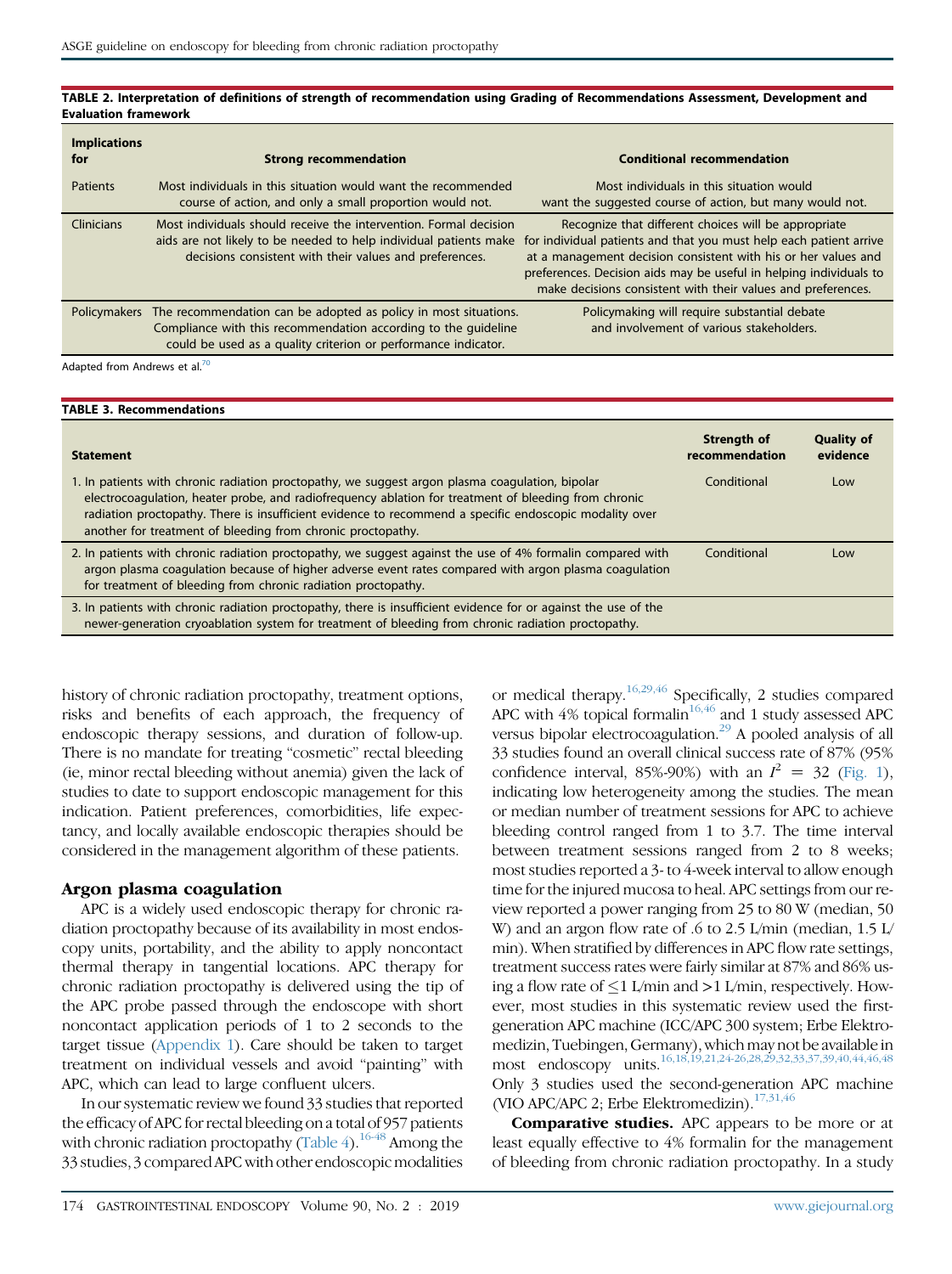**TABLE 2. Interpretation of definitions of strength of recommendation using Grading of Recommendations Assessment, Development and Evaluation framework**

| Implications for | Strong recommendation | Conditional recommendation |
|---|---|---|
| Patients | Most individuals in this situation would want the recommended course of action, and only a small proportion would not. | Most individuals in this situation would want the suggested course of action, but many would not. |
| Clinicians | Most individuals should receive the intervention. Formal decision aids are not likely to be needed to help individual patients make decisions consistent with their values and preferences. | Recognize that different choices will be appropriate for individual patients and that you must help each patient arrive at a management decision consistent with his or her values and preferences. Decision aids may be useful in helping individuals to make decisions consistent with their values and preferences. |
| Policymakers | The recommendation can be adopted as policy in most situations. Compliance with this recommendation according to the guideline could be used as a quality criterion or performance indicator. | Policymaking will require substantial debate and involvement of various stakeholders. |

Adapted from Andrews et al.[70]

**TABLE 3. Recommendations**

| Statement | Strength of recommendation | Quality of evidence |
|---|---|---|
| 1. In patients with chronic radiation proctopathy, we suggest argon plasma coagulation, bipolar electrocoagulation, heater probe, and radiofrequency ablation for treatment of bleeding from chronic radiation proctopathy. There is insufficient evidence to recommend a specific endoscopic modality over another for treatment of bleeding from chronic proctopathy. | Conditional | Low |
| 2. In patients with chronic radiation proctopathy, we suggest against the use of 4% formalin compared with argon plasma coagulation because of higher adverse event rates compared with argon plasma coagulation for treatment of bleeding from chronic radiation proctopathy. | Conditional | Low |
| 3. In patients with chronic radiation proctopathy, there is insufficient evidence for or against the use of the newer-generation cryoablation system for treatment of bleeding from chronic radiation proctopathy. | | |

history of chronic radiation proctopathy, treatment options, risks and benefits of each approach, the frequency of endoscopic therapy sessions, and duration of follow-up. There is no mandate for treating "cosmetic" rectal bleeding (ie, minor rectal bleeding without anemia) given the lack of studies to date to support endoscopic management for this indication. Patient preferences, comorbidities, life expectancy, and locally available endoscopic therapies should be considered in the management algorithm of these patients.

## Argon plasma coagulation

APC is a widely used endoscopic therapy for chronic radiation proctopathy because of its availability in most endoscopy units, portability, and the ability to apply noncontact thermal therapy in tangential locations. APC therapy for chronic radiation proctopathy is delivered using the tip of the APC probe passed through the endoscope with short noncontact application periods of 1 to 2 seconds to the target tissue (Appendix 1). Care should be taken to target treatment on individual vessels and avoid "painting" with APC, which can lead to large confluent ulcers.

In our systematic review we found 33 studies that reported the efficacy of APC for rectal bleeding on a total of 957 patients with chronic radiation proctopathy (Table 4).[16-48] Among the 33 studies, 3 compared APC with other endoscopic modalities or medical therapy.[16,29,46] Specifically, 2 studies compared APC with 4% topical formalin[16,46] and 1 study assessed APC versus bipolar electrocoagulation.[29] A pooled analysis of all 33 studies found an overall clinical success rate of 87% (95% confidence interval, 85%-90%) with an $I^2 = 32$ (Fig. 1), indicating low heterogeneity among the studies. The mean or median number of treatment sessions for APC to achieve bleeding control ranged from 1 to 3.7. The time interval between treatment sessions ranged from 2 to 8 weeks; most studies reported a 3- to 4-week interval to allow enough time for the injured mucosa to heal. APC settings from our review reported a power ranging from 25 to 80 W (median, 50 W) and an argon flow rate of .6 to 2.5 L/min (median, 1.5 L/min). When stratified by differences in APC flow rate settings, treatment success rates were fairly similar at 87% and 86% using a flow rate of $\leq$1 L/min and >1 L/min, respectively. However, most studies in this systematic review used the first-generation APC machine (ICC/APC 300 system; Erbe Elektromedizin, Tuebingen, Germany), which may not be available in most endoscopy units.[16,18,19,21,24-26,28,29,32,33,37,39,40,44,46,48] Only 3 studies used the second-generation APC machine (VIO APC/APC 2; Erbe Elektromedizin).[17,31,46]

**Comparative studies.** APC appears to be more or at least equally effective to 4% formalin for the management of bleeding from chronic radiation proctopathy. In a study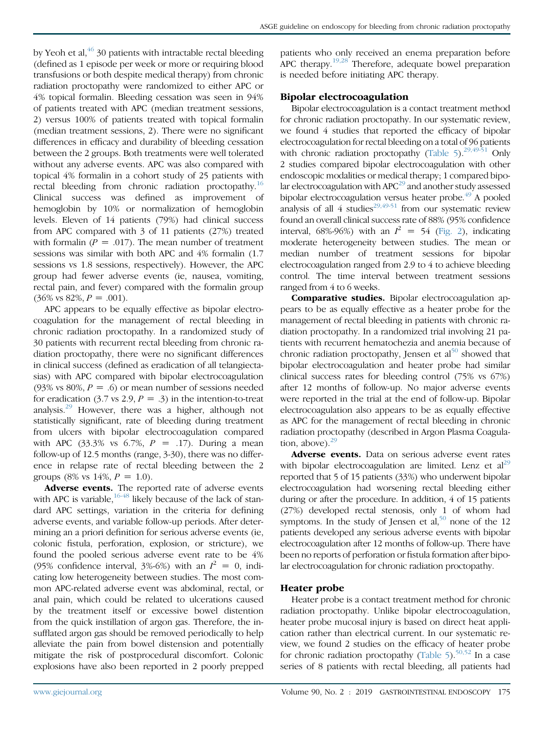by Yeoh et al,[46] 30 patients with intractable rectal bleeding (defined as 1 episode per week or more or requiring blood transfusions or both despite medical therapy) from chronic radiation proctopathy were randomized to either APC or 4% topical formalin. Bleeding cessation was seen in 94% of patients treated with APC (median treatment sessions, 2) versus 100% of patients treated with topical formalin (median treatment sessions, 2). There were no significant differences in efficacy and durability of bleeding cessation between the 2 groups. Both treatments were well tolerated without any adverse events. APC was also compared with topical 4% formalin in a cohort study of 25 patients with rectal bleeding from chronic radiation proctopathy.[16] Clinical success was defined as improvement of hemoglobin by 10% or normalization of hemoglobin levels. Eleven of 14 patients (79%) had clinical success from APC compared with 3 of 11 patients (27%) treated with formalin ($P = .017$). The mean number of treatment sessions was similar with both APC and 4% formalin (1.7 sessions vs 1.8 sessions, respectively). However, the APC group had fewer adverse events (ie, nausea, vomiting, rectal pain, and fever) compared with the formalin group (36% vs 82%, $P = .001$).

APC appears to be equally effective as bipolar electrocoagulation for the management of rectal bleeding in chronic radiation proctopathy. In a randomized study of 30 patients with recurrent rectal bleeding from chronic radiation proctopathy, there were no significant differences in clinical success (defined as eradication of all telangiectasias) with APC compared with bipolar electrocoagulation (93% vs 80%, $P = .6$) or mean number of sessions needed for eradication (3.7 vs 2.9, $P = .3$) in the intention-to-treat analysis.[29] However, there was a higher, although not statistically significant, rate of bleeding during treatment from ulcers with bipolar electrocoagulation compared with APC (33.3% vs 6.7%, $P = .17$). During a mean follow-up of 12.5 months (range, 3-30), there was no difference in relapse rate of rectal bleeding between the 2 groups (8% vs 14%, $P = 1.0$).

**Adverse events.** The reported rate of adverse events with APC is variable,[16-48] likely because of the lack of standard APC settings, variation in the criteria for defining adverse events, and variable follow-up periods. After determining an a priori definition for serious adverse events (ie, colonic fistula, perforation, explosion, or stricture), we found the pooled serious adverse event rate to be 4% (95% confidence interval, 3%-6%) with an $I^2 = 0$, indicating low heterogeneity between studies. The most common APC-related adverse event was abdominal, rectal, or anal pain, which could be related to ulcerations caused by the treatment itself or excessive bowel distention from the quick instillation of argon gas. Therefore, the insufflated argon gas should be removed periodically to help alleviate the pain from bowel distension and potentially mitigate the risk of postprocedural discomfort. Colonic explosions have also been reported in 2 poorly prepped patients who only received an enema preparation before APC therapy.[19,28] Therefore, adequate bowel preparation is needed before initiating APC therapy.

## Bipolar electrocoagulation

Bipolar electrocoagulation is a contact treatment method for chronic radiation proctopathy. In our systematic review, we found 4 studies that reported the efficacy of bipolar electrocoagulation for rectal bleeding on a total of 96 patients with chronic radiation proctopathy (Table 5).[29,49-51] Only 2 studies compared bipolar electrocoagulation with other endoscopic modalities or medical therapy; 1 compared bipolar electrocoagulation with APC[29] and another study assessed bipolar electrocoagulation versus heater probe.[49] A pooled analysis of all 4 studies[29,49-51] from our systematic review found an overall clinical success rate of 88% (95% confidence interval, 68%-96%) with an $I^2 = 54$ (Fig. 2), indicating moderate heterogeneity between studies. The mean or median number of treatment sessions for bipolar electrocoagulation ranged from 2.9 to 4 to achieve bleeding control. The time interval between treatment sessions ranged from 4 to 6 weeks.

**Comparative studies.** Bipolar electrocoagulation appears to be as equally effective as a heater probe for the management of rectal bleeding in patients with chronic radiation proctopathy. In a randomized trial involving 21 patients with recurrent hematochezia and anemia because of chronic radiation proctopathy, Jensen et al[50] showed that bipolar electrocoagulation and heater probe had similar clinical success rates for bleeding control (75% vs 67%) after 12 months of follow-up. No major adverse events were reported in the trial at the end of follow-up. Bipolar electrocoagulation also appears to be as equally effective as APC for the management of rectal bleeding in chronic radiation proctopathy (described in Argon Plasma Coagulation, above).[29]

**Adverse events.** Data on serious adverse event rates with bipolar electrocoagulation are limited. Lenz et al[29] reported that 5 of 15 patients (33%) who underwent bipolar electrocoagulation had worsening rectal bleeding either during or after the procedure. In addition, 4 of 15 patients (27%) developed rectal stenosis, only 1 of whom had symptoms. In the study of Jensen et al,[50] none of the 12 patients developed any serious adverse events with bipolar electrocoagulation after 12 months of follow-up. There have been no reports of perforation or fistula formation after bipolar electrocoagulation for chronic radiation proctopathy.

## Heater probe

Heater probe is a contact treatment method for chronic radiation proctopathy. Unlike bipolar electrocoagulation, heater probe mucosal injury is based on direct heat application rather than electrical current. In our systematic review, we found 2 studies on the efficacy of heater probe for chronic radiation proctopathy (Table 5).[50,52] In a case series of 8 patients with rectal bleeding, all patients had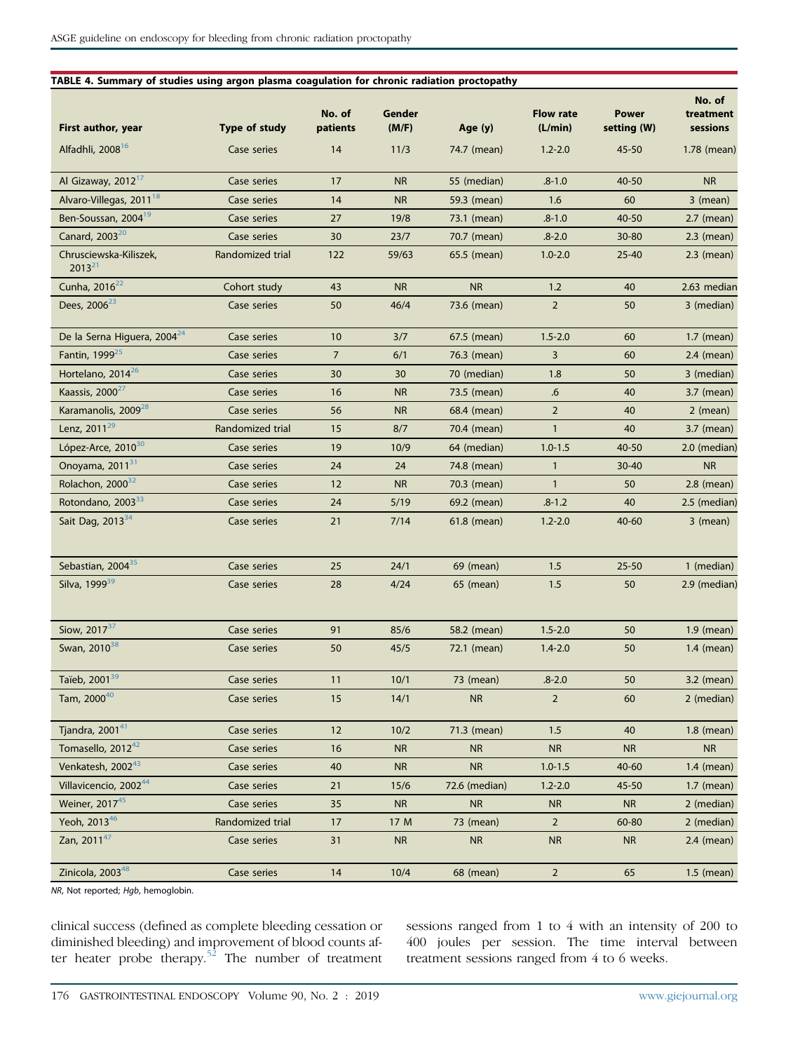**TABLE 4. Summary of studies using argon plasma coagulation for chronic radiation proctopathy**

| First author, year | Type of study | No. of patients | Gender (M/F) | Age (y) | Flow rate (L/min) | Power setting (W) | No. of treatment sessions |
|---|---|---|---|---|---|---|---|
| Alfadhli, 2008[16] | Case series | 14 | 11/3 | 74.7 (mean) | 1.2-2.0 | 45-50 | 1.78 (mean) |
| Al Gizaway, 2012[17] | Case series | 17 | NR | 55 (median) | .8-1.0 | 40-50 | NR |
| Alvaro-Villegas, 2011[18] | Case series | 14 | NR | 59.3 (mean) | 1.6 | 60 | 3 (mean) |
| Ben-Soussan, 2004[19] | Case series | 27 | 19/8 | 73.1 (mean) | .8-1.0 | 40-50 | 2.7 (mean) |
| Canard, 2003[20] | Case series | 30 | 23/7 | 70.7 (mean) | .8-2.0 | 30-80 | 2.3 (mean) |
| Chrusciewska-Kiliszek, 2013[21] | Randomized trial | 122 | 59/63 | 65.5 (mean) | 1.0-2.0 | 25-40 | 2.3 (mean) |
| Cunha, 2016[22] | Cohort study | 43 | NR | NR | 1.2 | 40 | 2.63 median |
| Dees, 2006[23] | Case series | 50 | 46/4 | 73.6 (mean) | 2 | 50 | 3 (median) |
| De la Serna Higuera, 2004[24] | Case series | 10 | 3/7 | 67.5 (mean) | 1.5-2.0 | 60 | 1.7 (mean) |
| Fantin, 1999[25] | Case series | 7 | 6/1 | 76.3 (mean) | 3 | 60 | 2.4 (mean) |
| Hortelano, 2014[26] | Case series | 30 | 30 | 70 (median) | 1.8 | 50 | 3 (median) |
| Kaassis, 2000[27] | Case series | 16 | NR | 73.5 (mean) | .6 | 40 | 3.7 (mean) |
| Karamanolis, 2009[28] | Case series | 56 | NR | 68.4 (mean) | 2 | 40 | 2 (mean) |
| Lenz, 2011[29] | Randomized trial | 15 | 8/7 | 70.4 (mean) | 1 | 40 | 3.7 (mean) |
| López-Arce, 2010[30] | Case series | 19 | 10/9 | 64 (median) | 1.0-1.5 | 40-50 | 2.0 (median) |
| Onoyama, 2011[31] | Case series | 24 | 24 | 74.8 (mean) | 1 | 30-40 | NR |
| Rolachon, 2000[32] | Case series | 12 | NR | 70.3 (mean) | 1 | 50 | 2.8 (mean) |
| Rotondano, 2003[33] | Case series | 24 | 5/19 | 69.2 (mean) | .8-1.2 | 40 | 2.5 (median) |
| Sait Dag, 2013[34] | Case series | 21 | 7/14 | 61.8 (mean) | 1.2-2.0 | 40-60 | 3 (mean) |
| Sebastian, 2004[35] | Case series | 25 | 24/1 | 69 (mean) | 1.5 | 25-50 | 1 (median) |
| Silva, 1999[39] | Case series | 28 | 4/24 | 65 (mean) | 1.5 | 50 | 2.9 (median) |
| Siow, 2017[37] | Case series | 91 | 85/6 | 58.2 (mean) | 1.5-2.0 | 50 | 1.9 (mean) |
| Swan, 2010[38] | Case series | 50 | 45/5 | 72.1 (mean) | 1.4-2.0 | 50 | 1.4 (mean) |
| Taïeb, 2001[39] | Case series | 11 | 10/1 | 73 (mean) | .8-2.0 | 50 | 3.2 (mean) |
| Tam, 2000[40] | Case series | 15 | 14/1 | NR | 2 | 60 | 2 (median) |
| Tjandra, 2001[41] | Case series | 12 | 10/2 | 71.3 (mean) | 1.5 | 40 | 1.8 (mean) |
| Tomasello, 2012[42] | Case series | 16 | NR | NR | NR | NR | NR |
| Venkatesh, 2002[43] | Case series | 40 | NR | NR | 1.0-1.5 | 40-60 | 1.4 (mean) |
| Villavicencio, 2002[44] | Case series | 21 | 15/6 | 72.6 (median) | 1.2-2.0 | 45-50 | 1.7 (mean) |
| Weiner, 2017[45] | Case series | 35 | NR | NR | NR | NR | 2 (median) |
| Yeoh, 2013[46] | Randomized trial | 17 | 17 M | 73 (mean) | 2 | 60-80 | 2 (median) |
| Zan, 2011[47] | Case series | 31 | NR | NR | NR | NR | 2.4 (mean) |
| Zinicola, 2003[48] | Case series | 14 | 10/4 | 68 (mean) | 2 | 65 | 1.5 (mean) |

*NR*, Not reported; *Hgb*, hemoglobin.

clinical success (defined as complete bleeding cessation or diminished bleeding) and improvement of blood counts after heater probe therapy.[52] The number of treatment sessions ranged from 1 to 4 with an intensity of 200 to 400 joules per session. The time interval between treatment sessions ranged from 4 to 6 weeks.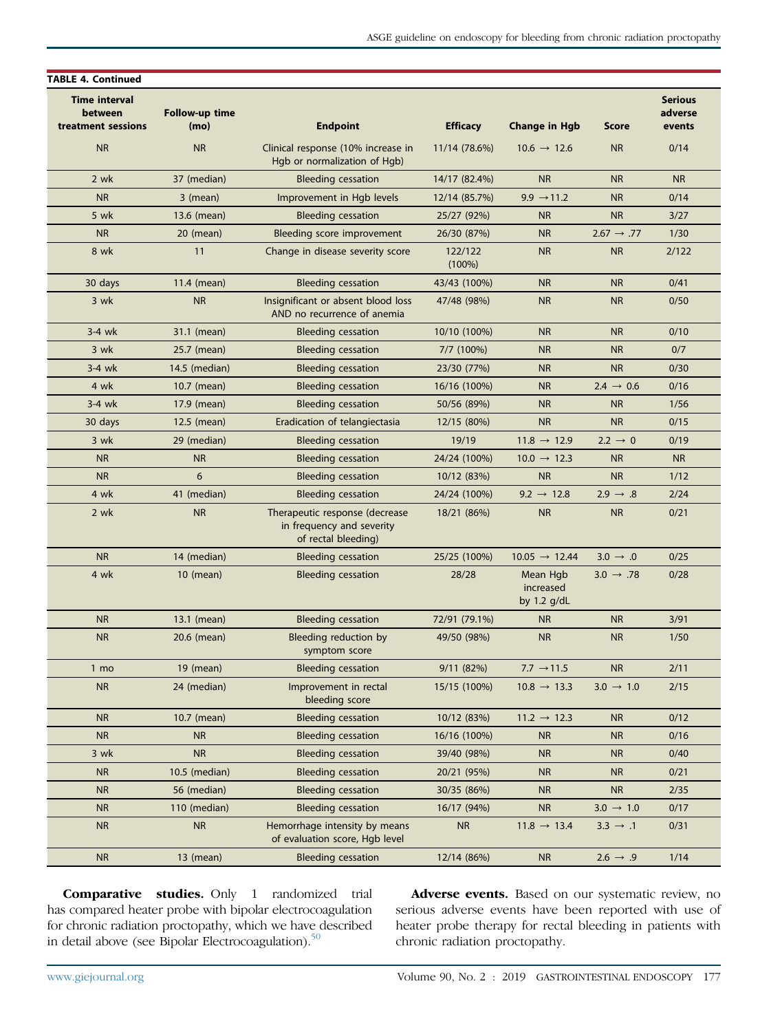**TABLE 4. Continued**

| Time interval between treatment sessions | Follow-up time (mo) | Endpoint | Efficacy | Change in Hgb | Score | Serious adverse events |
|---|---|---|---|---|---|---|
| NR | NR | Clinical response (10% increase in Hgb or normalization of Hgb) | 11/14 (78.6%) | 10.6 → 12.6 | NR | 0/14 |
| 2 wk | 37 (median) | Bleeding cessation | 14/17 (82.4%) | NR | NR | NR |
| NR | 3 (mean) | Improvement in Hgb levels | 12/14 (85.7%) | 9.9 → 11.2 | NR | 0/14 |
| 5 wk | 13.6 (mean) | Bleeding cessation | 25/27 (92%) | NR | NR | 3/27 |
| NR | 20 (mean) | Bleeding score improvement | 26/30 (87%) | NR | 2.67 → .77 | 1/30 |
| 8 wk | 11 | Change in disease severity score | 122/122 (100%) | NR | NR | 2/122 |
| 30 days | 11.4 (mean) | Bleeding cessation | 43/43 (100%) | NR | NR | 0/41 |
| 3 wk | NR | Insignificant or absent blood loss AND no recurrence of anemia | 47/48 (98%) | NR | NR | 0/50 |
| 3-4 wk | 31.1 (mean) | Bleeding cessation | 10/10 (100%) | NR | NR | 0/10 |
| 3 wk | 25.7 (mean) | Bleeding cessation | 7/7 (100%) | NR | NR | 0/7 |
| 3-4 wk | 14.5 (median) | Bleeding cessation | 23/30 (77%) | NR | NR | 0/30 |
| 4 wk | 10.7 (mean) | Bleeding cessation | 16/16 (100%) | NR | 2.4 → 0.6 | 0/16 |
| 3-4 wk | 17.9 (mean) | Bleeding cessation | 50/56 (89%) | NR | NR | 1/56 |
| 30 days | 12.5 (mean) | Eradication of telangiectasia | 12/15 (80%) | NR | NR | 0/15 |
| 3 wk | 29 (median) | Bleeding cessation | 19/19 | 11.8 → 12.9 | 2.2 → 0 | 0/19 |
| NR | NR | Bleeding cessation | 24/24 (100%) | 10.0 → 12.3 | NR | NR |
| NR | 6 | Bleeding cessation | 10/12 (83%) | NR | NR | 1/12 |
| 4 wk | 41 (median) | Bleeding cessation | 24/24 (100%) | 9.2 → 12.8 | 2.9 → .8 | 2/24 |
| 2 wk | NR | Therapeutic response (decrease in frequency and severity of rectal bleeding) | 18/21 (86%) | NR | NR | 0/21 |
| NR | 14 (median) | Bleeding cessation | 25/25 (100%) | 10.05 → 12.44 | 3.0 → .0 | 0/25 |
| 4 wk | 10 (mean) | Bleeding cessation | 28/28 | Mean Hgb increased by 1.2 g/dL | 3.0 → .78 | 0/28 |
| NR | 13.1 (mean) | Bleeding cessation | 72/91 (79.1%) | NR | NR | 3/91 |
| NR | 20.6 (mean) | Bleeding reduction by symptom score | 49/50 (98%) | NR | NR | 1/50 |
| 1 mo | 19 (mean) | Bleeding cessation | 9/11 (82%) | 7.7 → 11.5 | NR | 2/11 |
| NR | 24 (median) | Improvement in rectal bleeding score | 15/15 (100%) | 10.8 → 13.3 | 3.0 → 1.0 | 2/15 |
| NR | 10.7 (mean) | Bleeding cessation | 10/12 (83%) | 11.2 → 12.3 | NR | 0/12 |
| NR | NR | Bleeding cessation | 16/16 (100%) | NR | NR | 0/16 |
| 3 wk | NR | Bleeding cessation | 39/40 (98%) | NR | NR | 0/40 |
| NR | 10.5 (median) | Bleeding cessation | 20/21 (95%) | NR | NR | 0/21 |
| NR | 56 (median) | Bleeding cessation | 30/35 (86%) | NR | NR | 2/35 |
| NR | 110 (median) | Bleeding cessation | 16/17 (94%) | NR | 3.0 → 1.0 | 0/17 |
| NR | NR | Hemorrhage intensity by means of evaluation score, Hgb level | NR | 11.8 → 13.4 | 3.3 → .1 | 0/31 |
| NR | 13 (mean) | Bleeding cessation | 12/14 (86%) | NR | 2.6 → .9 | 1/14 |

**Comparative studies.** Only 1 randomized trial has compared heater probe with bipolar electrocoagulation for chronic radiation proctopathy, which we have described in detail above (see Bipolar Electrocoagulation).[50]

**Adverse events.** Based on our systematic review, no serious adverse events have been reported with use of heater probe therapy for rectal bleeding in patients with chronic radiation proctopathy.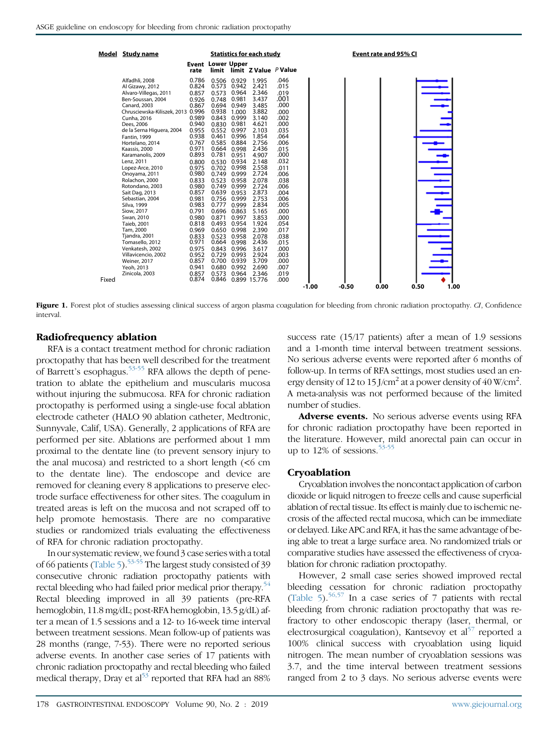| Model | Study name | Event rate | Lower limit | Upper limit | Z Value | P Value |
|---|---|---|---|---|---|---|
| | Alfadhli, 2008 | 0.786 | 0.506 | 0.929 | 1.995 | .046 |
| | Al Gizawy, 2012 | 0.824 | 0.573 | 0.942 | 2.421 | .015 |
| | Alvaro-Villegas, 2011 | 0.857 | 0.573 | 0.964 | 2.346 | .019 |
| | Ben-Soussan, 2004 | 0.926 | 0.748 | 0.981 | 3.437 | .001 |
| | Canard, 2003 | 0.867 | 0.694 | 0.949 | 3.485 | .000 |
| | Chrusciewska-Kiliszek, 2013 | 0.996 | 0.938 | 1.000 | 3.882 | .000 |
| | Cunha, 2016 | 0.989 | 0.843 | 0.999 | 3.140 | .002 |
| | Dees, 2006 | 0.940 | 0.830 | 0.981 | 4.621 | .000 |
| | de la Serna Higuera, 2004 | 0.955 | 0.552 | 0.997 | 2.103 | .035 |
| | Fantin, 1999 | 0.938 | 0.461 | 0.996 | 1.854 | .064 |
| | Hortelano, 2014 | 0.767 | 0.585 | 0.884 | 2.756 | .006 |
| | Kaassis, 2000 | 0.971 | 0.664 | 0.998 | 2.436 | .015 |
| | Karamanolis, 2009 | 0.893 | 0.781 | 0.951 | 4.907 | .000 |
| | Lenz, 2011 | 0.800 | 0.530 | 0.934 | 2.148 | .032 |
| | Lopez-Arce, 2010 | 0.975 | 0.702 | 0.998 | 2.558 | .011 |
| | Onoyama, 2011 | 0.980 | 0.749 | 0.999 | 2.724 | .006 |
| | Rolachon, 2000 | 0.833 | 0.523 | 0.958 | 2.078 | .038 |
| | Rotondano, 2003 | 0.980 | 0.749 | 0.999 | 2.724 | .006 |
| | Sait Dag, 2013 | 0.857 | 0.639 | 0.953 | 2.873 | .004 |
| | Sebastian, 2004 | 0.981 | 0.756 | 0.999 | 2.753 | .006 |
| | Silva, 1999 | 0.983 | 0.777 | 0.999 | 2.834 | .005 |
| | Siow, 2017 | 0.791 | 0.696 | 0.863 | 5.165 | .000 |
| | Swan, 2010 | 0.980 | 0.871 | 0.997 | 3.853 | .000 |
| | Taieb, 2001 | 0.818 | 0.493 | 0.954 | 1.924 | .054 |
| | Tam, 2000 | 0.969 | 0.650 | 0.998 | 2.390 | .017 |
| | Tjandra, 2001 | 0.833 | 0.523 | 0.958 | 2.078 | .038 |
| | Tomasello, 2012 | 0.971 | 0.664 | 0.998 | 2.436 | .015 |
| | Venkatesh, 2002 | 0.975 | 0.843 | 0.996 | 3.617 | .000 |
| | Villavicencio, 2002 | 0.952 | 0.729 | 0.993 | 2.924 | .003 |
| | Weiner, 2017 | 0.857 | 0.700 | 0.939 | 3.709 | .000 |
| | Yeoh, 2013 | 0.941 | 0.680 | 0.992 | 2.690 | .007 |
| | Zinicola, 2003 | 0.857 | 0.573 | 0.964 | 2.346 | .019 |
| Fixed | | 0.874 | 0.846 | 0.899 | 15.776 | .000 |

**Figure 1.** Forest plot of studies assessing clinical success of argon plasma coagulation for bleeding from chronic radiation proctopathy. *CI*, Confidence interval.

## Radiofrequency ablation

RFA is a contact treatment method for chronic radiation proctopathy that has been well described for the treatment of Barrett's esophagus.[53-55] RFA allows the depth of penetration to ablate the epithelium and muscularis mucosa without injuring the submucosa. RFA for chronic radiation proctopathy is performed using a single-use focal ablation electrode catheter (HALO 90 ablation catheter, Medtronic, Sunnyvale, Calif, USA). Generally, 2 applications of RFA are performed per site. Ablations are performed about 1 mm proximal to the dentate line (to prevent sensory injury to the anal mucosa) and restricted to a short length (<6 cm to the dentate line). The endoscope and device are removed for cleaning every 8 applications to preserve electrode surface effectiveness for other sites. The coagulum in treated areas is left on the mucosa and not scraped off to help promote hemostasis. There are no comparative studies or randomized trials evaluating the effectiveness of RFA for chronic radiation proctopathy.

In our systematic review, we found 3 case series with a total of 66 patients (Table 5).[53-55] The largest study consisted of 39 consecutive chronic radiation proctopathy patients with rectal bleeding who had failed prior medical prior therapy.[54] Rectal bleeding improved in all 39 patients (pre-RFA hemoglobin, 11.8 mg/dL; post-RFA hemoglobin, 13.5 g/dL) after a mean of 1.5 sessions and a 12- to 16-week time interval between treatment sessions. Mean follow-up of patients was 28 months (range, 7-53). There were no reported serious adverse events. In another case series of 17 patients with chronic radiation proctopathy and rectal bleeding who failed medical therapy, Dray et al[53] reported that RFA had an 88% success rate (15/17 patients) after a mean of 1.9 sessions and a 1-month time interval between treatment sessions. No serious adverse events were reported after 6 months of follow-up. In terms of RFA settings, most studies used an energy density of 12 to 15 J/cm$^2$ at a power density of 40 W/cm$^2$. A meta-analysis was not performed because of the limited number of studies.

**Adverse events.** No serious adverse events using RFA for chronic radiation proctopathy have been reported in the literature. However, mild anorectal pain can occur in up to 12% of sessions.[53-55]

## Cryoablation

Cryoablation involves the noncontact application of carbon dioxide or liquid nitrogen to freeze cells and cause superficial ablation of rectal tissue. Its effect is mainly due to ischemic necrosis of the affected rectal mucosa, which can be immediate or delayed. Like APC and RFA, it has the same advantage of being able to treat a large surface area. No randomized trials or comparative studies have assessed the effectiveness of cryoablation for chronic radiation proctopathy.

However, 2 small case series showed improved rectal bleeding cessation for chronic radiation proctopathy (Table 5).[56,57] In a case series of 7 patients with rectal bleeding from chronic radiation proctopathy that was refractory to other endoscopic therapy (laser, thermal, or electrosurgical coagulation), Kantsevoy et al[57] reported a 100% clinical success with cryoablation using liquid nitrogen. The mean number of cryoablation sessions was 3.7, and the time interval between treatment sessions ranged from 2 to 3 days. No serious adverse events were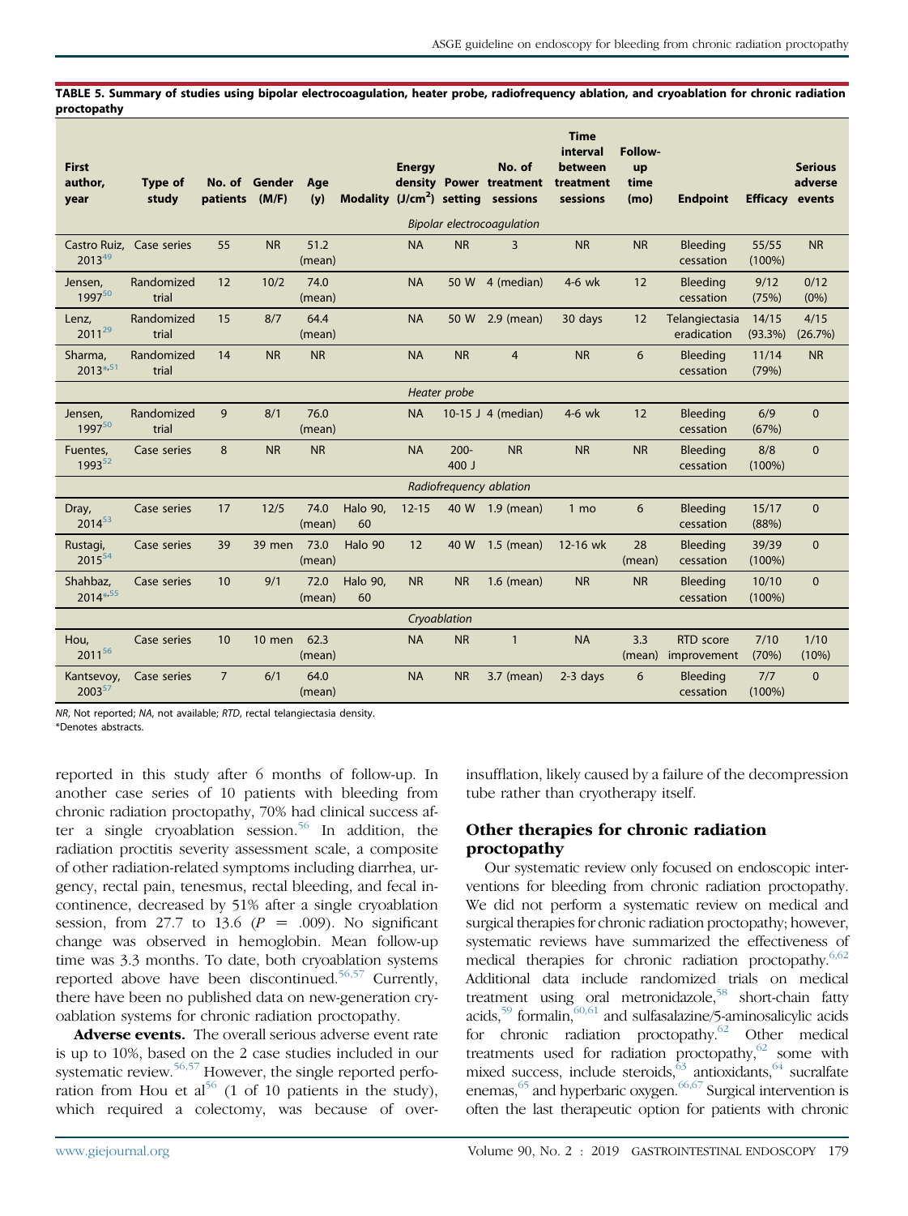**TABLE 5. Summary of studies using bipolar electrocoagulation, heater probe, radiofrequency ablation, and cryoablation for chronic radiation proctopathy**

| First author, year | Type of study | No. of patients | Gender (M/F) | Age (y) | Modality | Energy density (J/cm²) | Power setting | No. of treatment sessions | Time interval between treatment sessions | Follow-up time (mo) | Endpoint | Efficacy | Serious adverse events |
|---|---|---|---|---|---|---|---|---|---|---|---|---|---|
| *Bipolar electrocoagulation* | | | | | | | | | | | | | |
| Castro Ruiz, 2013[49] | Case series | 55 | NR | 51.2 (mean) | | NA | NR | 3 | NR | NR | Bleeding cessation | 55/55 (100%) | NR |
| Jensen, 1997[50] | Randomized trial | 12 | 10/2 | 74.0 (mean) | | NA | 50 W | 4 (median) | 4-6 wk | 12 | Bleeding cessation | 9/12 (75%) | 0/12 (0%) |
| Lenz, 2011[29] | Randomized trial | 15 | 8/7 | 64.4 (mean) | | NA | 50 W | 2.9 (mean) | 30 days | 12 | Telangiectasia eradication | 14/15 (93.3%) | 4/15 (26.7%) |
| Sharma, 2013*,[51] | Randomized trial | 14 | NR | NR | | NA | NR | 4 | NR | 6 | Bleeding cessation | 11/14 (79%) | NR |
| *Heater probe* | | | | | | | | | | | | | |
| Jensen, 1997[50] | Randomized trial | 9 | 8/1 | 76.0 (mean) | | NA | 10-15 J | 4 (median) | 4-6 wk | 12 | Bleeding cessation | 6/9 (67%) | 0 |
| Fuentes, 1993[52] | Case series | 8 | NR | NR | | NA | 200-400 J | NR | NR | NR | Bleeding cessation | 8/8 (100%) | 0 |
| *Radiofrequency ablation* | | | | | | | | | | | | | |
| Dray, 2014[53] | Case series | 17 | 12/5 | 74.0 (mean) | Halo 90, 60 | 12-15 | 40 W | 1.9 (mean) | 1 mo | 6 | Bleeding cessation | 15/17 (88%) | 0 |
| Rustagi, 2015[54] | Case series | 39 | 39 men | 73.0 (mean) | Halo 90 | 12 | 40 W | 1.5 (mean) | 12-16 wk | 28 (mean) | Bleeding cessation | 39/39 (100%) | 0 |
| Shahbaz, 2014*,[55] | Case series | 10 | 9/1 | 72.0 (mean) | Halo 90, 60 | NR | NR | 1.6 (mean) | NR | NR | Bleeding cessation | 10/10 (100%) | 0 |
| *Cryoablation* | | | | | | | | | | | | | |
| Hou, 2011[56] | Case series | 10 | 10 men | 62.3 (mean) | | NA | NR | 1 | NA | 3.3 (mean) | RTD score improvement | 7/10 (70%) | 1/10 (10%) |
| Kantsevoy, 2003[57] | Case series | 7 | 6/1 | 64.0 (mean) | | NA | NR | 3.7 (mean) | 2-3 days | 6 | Bleeding cessation | 7/7 (100%) | 0 |

*NR*, Not reported; *NA*, not available; *RTD*, rectal telangiectasia density.
*Denotes abstracts.

reported in this study after 6 months of follow-up. In another case series of 10 patients with bleeding from chronic radiation proctopathy, 70% had clinical success after a single cryoablation session.[56] In addition, the radiation proctitis severity assessment scale, a composite of other radiation-related symptoms including diarrhea, urgency, rectal pain, tenesmus, rectal bleeding, and fecal incontinence, decreased by 51% after a single cryoablation session, from 27.7 to 13.6 ($P = .009$). No significant change was observed in hemoglobin. Mean follow-up time was 3.3 months. To date, both cryoablation systems reported above have been discontinued.[56,57] Currently, there have been no published data on new-generation cryoablation systems for chronic radiation proctopathy.

**Adverse events.** The overall serious adverse event rate is up to 10%, based on the 2 case studies included in our systematic review.[56,57] However, the single reported perforation from Hou et al[56] (1 of 10 patients in the study), which required a colectomy, was because of over-insufflation, likely caused by a failure of the decompression tube rather than cryotherapy itself.

## Other therapies for chronic radiation proctopathy

Our systematic review only focused on endoscopic interventions for bleeding from chronic radiation proctopathy. We did not perform a systematic review on medical and surgical therapies for chronic radiation proctopathy; however, systematic reviews have summarized the effectiveness of medical therapies for chronic radiation proctopathy.[6,62] Additional data include randomized trials on medical treatment using oral metronidazole,[58] short-chain fatty acids,[59] formalin,[60,61] and sulfasalazine/5-aminosalicylic acids for chronic radiation proctopathy.[62] Other medical treatments used for radiation proctopathy,[62] some with mixed success, include steroids,[63] antioxidants,[64] sucralfate enemas,[65] and hyperbaric oxygen.[66,67] Surgical intervention is often the last therapeutic option for patients with chronic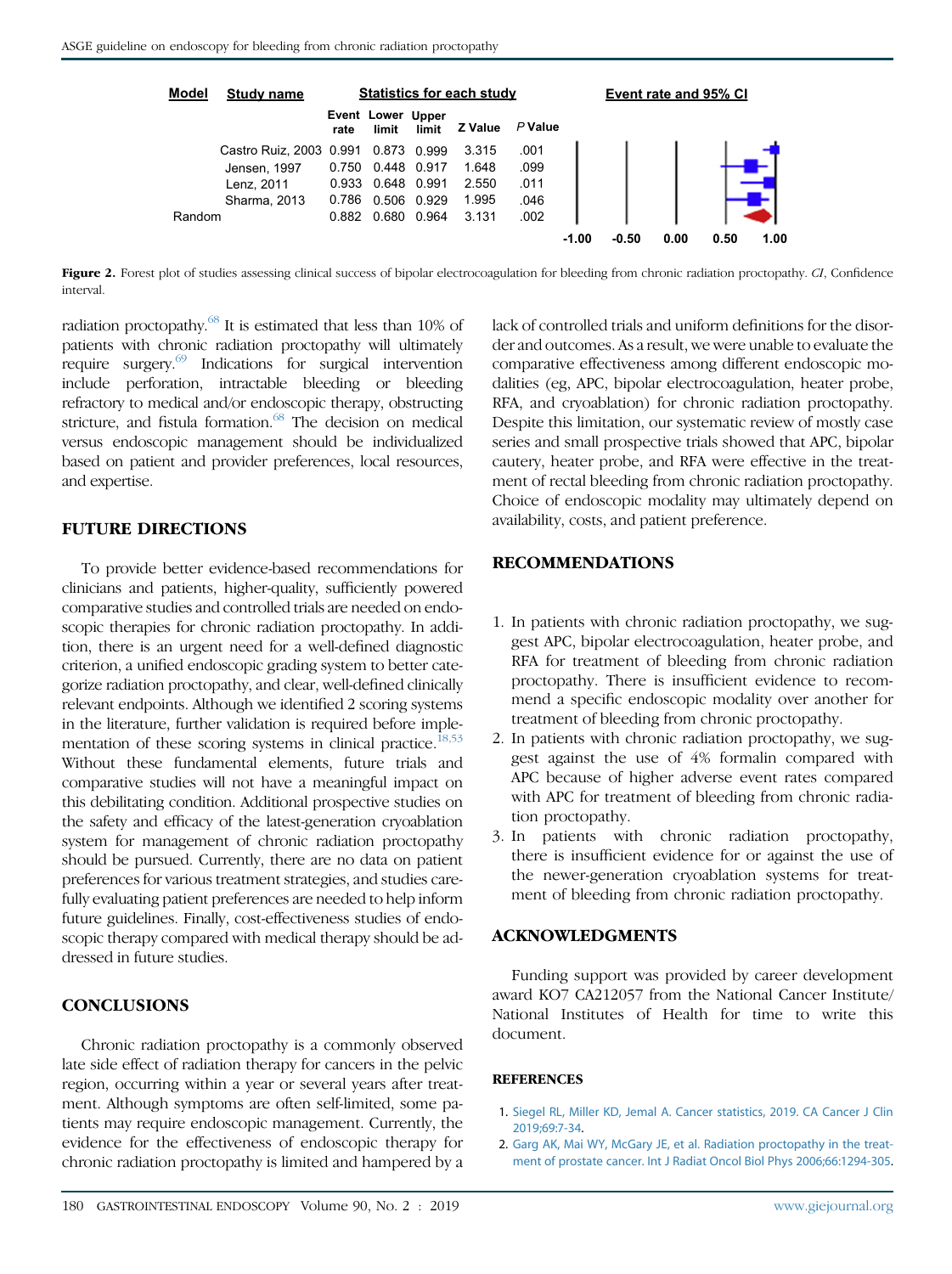| Model | Study name | Event rate | Lower limit | Upper limit | Z Value | *P* Value |
|---|---|---|---|---|---|---|
| | Castro Ruiz, 2003 | 0.991 | 0.873 | 0.999 | 3.315 | .001 |
| | Jensen, 1997 | 0.750 | 0.448 | 0.917 | 1.648 | .099 |
| | Lenz, 2011 | 0.933 | 0.648 | 0.991 | 2.550 | .011 |
| | Sharma, 2013 | 0.786 | 0.506 | 0.929 | 1.995 | .046 |
| Random | | 0.882 | 0.680 | 0.964 | 3.131 | .002 |

**Figure 2.** Forest plot of studies assessing clinical success of bipolar electrocoagulation for bleeding from chronic radiation proctopathy. *CI*, Confidence interval.

radiation proctopathy.[68] It is estimated that less than 10% of patients with chronic radiation proctopathy will ultimately require surgery.[69] Indications for surgical intervention include perforation, intractable bleeding or bleeding refractory to medical and/or endoscopic therapy, obstructing stricture, and fistula formation.[68] The decision on medical versus endoscopic management should be individualized based on patient and provider preferences, local resources, and expertise.

## FUTURE DIRECTIONS

To provide better evidence-based recommendations for clinicians and patients, higher-quality, sufficiently powered comparative studies and controlled trials are needed on endoscopic therapies for chronic radiation proctopathy. In addition, there is an urgent need for a well-defined diagnostic criterion, a unified endoscopic grading system to better categorize radiation proctopathy, and clear, well-defined clinically relevant endpoints. Although we identified 2 scoring systems in the literature, further validation is required before implementation of these scoring systems in clinical practice.[18,53] Without these fundamental elements, future trials and comparative studies will not have a meaningful impact on this debilitating condition. Additional prospective studies on the safety and efficacy of the latest-generation cryoablation system for management of chronic radiation proctopathy should be pursued. Currently, there are no data on patient preferences for various treatment strategies, and studies carefully evaluating patient preferences are needed to help inform future guidelines. Finally, cost-effectiveness studies of endoscopic therapy compared with medical therapy should be addressed in future studies.

## CONCLUSIONS

Chronic radiation proctopathy is a commonly observed late side effect of radiation therapy for cancers in the pelvic region, occurring within a year or several years after treatment. Although symptoms are often self-limited, some patients may require endoscopic management. Currently, the evidence for the effectiveness of endoscopic therapy for chronic radiation proctopathy is limited and hampered by a lack of controlled trials and uniform definitions for the disorder and outcomes. As a result, we were unable to evaluate the comparative effectiveness among different endoscopic modalities (eg, APC, bipolar electrocoagulation, heater probe, RFA, and cryoablation) for chronic radiation proctopathy. Despite this limitation, our systematic review of mostly case series and small prospective trials showed that APC, bipolar cautery, heater probe, and RFA were effective in the treatment of rectal bleeding from chronic radiation proctopathy. Choice of endoscopic modality may ultimately depend on availability, costs, and patient preference.

## RECOMMENDATIONS

1. In patients with chronic radiation proctopathy, we suggest APC, bipolar electrocoagulation, heater probe, and RFA for treatment of bleeding from chronic radiation proctopathy. There is insufficient evidence to recommend a specific endoscopic modality over another for treatment of bleeding from chronic proctopathy.
2. In patients with chronic radiation proctopathy, we suggest against the use of 4% formalin compared with APC because of higher adverse event rates compared with APC for treatment of bleeding from chronic radiation proctopathy.
3. In patients with chronic radiation proctopathy, there is insufficient evidence for or against the use of the newer-generation cryoablation systems for treatment of bleeding from chronic radiation proctopathy.

## ACKNOWLEDGMENTS

Funding support was provided by career development award KO7 CA212057 from the National Cancer Institute/National Institutes of Health for time to write this document.

## REFERENCES

1. Siegel RL, Miller KD, Jemal A. Cancer statistics, 2019. CA Cancer J Clin 2019;69:7-34.
2. Garg AK, Mai WY, McGary JE, et al. Radiation proctopathy in the treatment of prostate cancer. Int J Radiat Oncol Biol Phys 2006;66:1294-305.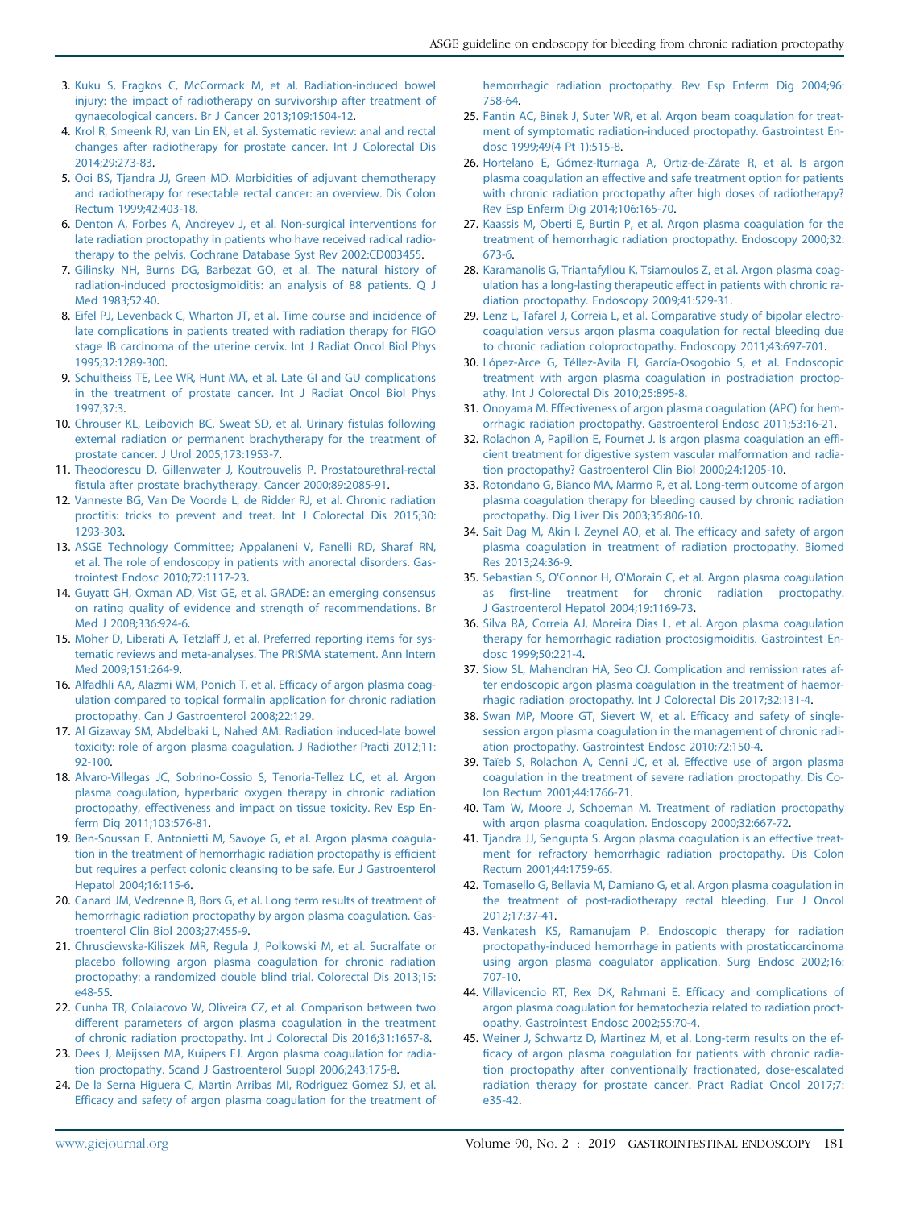3. Kuku S, Fragkos C, McCormack M, et al. Radiation-induced bowel injury: the impact of radiotherapy on survivorship after treatment of gynaecological cancers. Br J Cancer 2013;109:1504-12.
4. Krol R, Smeenk RJ, van Lin EN, et al. Systematic review: anal and rectal changes after radiotherapy for prostate cancer. Int J Colorectal Dis 2014;29:273-83.
5. Ooi BS, Tjandra JJ, Green MD. Morbidities of adjuvant chemotherapy and radiotherapy for resectable rectal cancer: an overview. Dis Colon Rectum 1999;42:403-18.
6. Denton A, Forbes A, Andreyev J, et al. Non-surgical interventions for late radiation proctopathy in patients who have received radical radiotherapy to the pelvis. Cochrane Database Syst Rev 2002:CD003455.
7. Gilinsky NH, Burns DG, Barbezat GO, et al. The natural history of radiation-induced proctosigmoiditis: an analysis of 88 patients. Q J Med 1983;52:40.
8. Eifel PJ, Levenback C, Wharton JT, et al. Time course and incidence of late complications in patients treated with radiation therapy for FIGO stage IB carcinoma of the uterine cervix. Int J Radiat Oncol Biol Phys 1995;32:1289-300.
9. Schultheiss TE, Lee WR, Hunt MA, et al. Late GI and GU complications in the treatment of prostate cancer. Int J Radiat Oncol Biol Phys 1997;37:3.
10. Chrouser KL, Leibovich BC, Sweat SD, et al. Urinary fistulas following external radiation or permanent brachytherapy for the treatment of prostate cancer. J Urol 2005;173:1953-7.
11. Theodorescu D, Gillenwater J, Koutrouvelis P. Prostatourethral-rectal fistula after prostate brachytherapy. Cancer 2000;89:2085-91.
12. Vanneste BG, Van De Voorde L, de Ridder RJ, et al. Chronic radiation proctitis: tricks to prevent and treat. Int J Colorectal Dis 2015;30:1293-303.
13. ASGE Technology Committee; Appalaneni V, Fanelli RD, Sharaf RN, et al. The role of endoscopy in patients with anorectal disorders. Gastrointest Endosc 2010;72:1117-23.
14. Guyatt GH, Oxman AD, Vist GE, et al. GRADE: an emerging consensus on rating quality of evidence and strength of recommendations. Br Med J 2008;336:924-6.
15. Moher D, Liberati A, Tetzlaff J, et al. Preferred reporting items for systematic reviews and meta-analyses. The PRISMA statement. Ann Intern Med 2009;151:264-9.
16. Alfadhli AA, Alazmi WM, Ponich T, et al. Efficacy of argon plasma coagulation compared to topical formalin application for chronic radiation proctopathy. Can J Gastroenterol 2008;22:129.
17. Al Gizaway SM, Abdelbaki L, Nahed AM. Radiation induced-late bowel toxicity: role of argon plasma coagulation. J Radiother Practi 2012;11:92-100.
18. Alvaro-Villegas JC, Sobrino-Cossio S, Tenoria-Tellez LC, et al. Argon plasma coagulation, hyperbaric oxygen therapy in chronic radiation proctopathy, effectiveness and impact on tissue toxicity. Rev Esp Enferm Dig 2011;103:576-81.
19. Ben-Soussan E, Antonietti M, Savoye G, et al. Argon plasma coagulation in the treatment of hemorrhagic radiation proctopathy is efficient but requires a perfect colonic cleansing to be safe. Eur J Gastroenterol Hepatol 2004;16:115-6.
20. Canard JM, Vedrenne B, Bors G, et al. Long term results of treatment of hemorrhagic radiation proctopathy by argon plasma coagulation. Gastroenterol Clin Biol 2003;27:455-9.
21. Chrusciewska-Kiliszek MR, Regula J, Polkowski M, et al. Sucralfate or placebo following argon plasma coagulation for chronic radiation proctopathy: a randomized double blind trial. Colorectal Dis 2013;15:e48-55.
22. Cunha TR, Colaiacovo W, Oliveira CZ, et al. Comparison between two different parameters of argon plasma coagulation in the treatment of chronic radiation proctopathy. Int J Colorectal Dis 2016;31:1657-8.
23. Dees J, Meijssen MA, Kuipers EJ. Argon plasma coagulation for radiation proctopathy. Scand J Gastroenterol Suppl 2006;243:175-8.
24. De la Serna Higuera C, Martin Arribas MI, Rodriguez Gomez SJ, et al. Efficacy and safety of argon plasma coagulation for the treatment of hemorrhagic radiation proctopathy. Rev Esp Enferm Dig 2004;96:758-64.
25. Fantin AC, Binek J, Suter WR, et al. Argon beam coagulation for treatment of symptomatic radiation-induced proctopathy. Gastrointest Endosc 1999;49(4 Pt 1):515-8.
26. Hortelano E, Gómez-Iturriaga A, Ortiz-de-Zárate R, et al. Is argon plasma coagulation an effective and safe treatment option for patients with chronic radiation proctopathy after high doses of radiotherapy? Rev Esp Enferm Dig 2014;106:165-70.
27. Kaassis M, Oberti E, Burtin P, et al. Argon plasma coagulation for the treatment of hemorrhagic radiation proctopathy. Endoscopy 2000;32:673-6.
28. Karamanolis G, Triantafyllou K, Tsiamoulos Z, et al. Argon plasma coagulation has a long-lasting therapeutic effect in patients with chronic radiation proctopathy. Endoscopy 2009;41:529-31.
29. Lenz L, Tafarel J, Correia L, et al. Comparative study of bipolar electrocoagulation versus argon plasma coagulation for rectal bleeding due to chronic radiation coloproctopathy. Endoscopy 2011;43:697-701.
30. López-Arce G, Téllez-Avila FI, García-Osogobio S, et al. Endoscopic treatment with argon plasma coagulation in postradiation proctopathy. Int J Colorectal Dis 2010;25:895-8.
31. Onoyama M. Effectiveness of argon plasma coagulation (APC) for hemorrhagic radiation proctopathy. Gastroenterol Endosc 2011;53:16-21.
32. Rolachon A, Papillon E, Fournet J. Is argon plasma coagulation an efficient treatment for digestive system vascular malformation and radiation proctopathy? Gastroenterol Clin Biol 2000;24:1205-10.
33. Rotondano G, Bianco MA, Marmo R, et al. Long-term outcome of argon plasma coagulation therapy for bleeding caused by chronic radiation proctopathy. Dig Liver Dis 2003;35:806-10.
34. Sait Dag M, Akin I, Zeynel AO, et al. The efficacy and safety of argon plasma coagulation in treatment of radiation proctopathy. Biomed Res 2013;24:36-9.
35. Sebastian S, O'Connor H, O'Morain C, et al. Argon plasma coagulation as first-line treatment for chronic radiation proctopathy. J Gastroenterol Hepatol 2004;19:1169-73.
36. Silva RA, Correia AJ, Moreira Dias L, et al. Argon plasma coagulation therapy for hemorrhagic radiation proctosigmoiditis. Gastrointest Endosc 1999;50:221-4.
37. Siow SL, Mahendran HA, Seo CJ. Complication and remission rates after endoscopic argon plasma coagulation in the treatment of haemorrhagic radiation proctopathy. Int J Colorectal Dis 2017;32:131-4.
38. Swan MP, Moore GT, Sievert W, et al. Efficacy and safety of single-session argon plasma coagulation in the management of chronic radiation proctopathy. Gastrointest Endosc 2010;72:150-4.
39. Taïeb S, Rolachon A, Cenni JC, et al. Effective use of argon plasma coagulation in the treatment of severe radiation proctopathy. Dis Colon Rectum 2001;44:1766-71.
40. Tam W, Moore J, Schoeman M. Treatment of radiation proctopathy with argon plasma coagulation. Endoscopy 2000;32:667-72.
41. Tjandra JJ, Sengupta S. Argon plasma coagulation is an effective treatment for refractory hemorrhagic radiation proctopathy. Dis Colon Rectum 2001;44:1759-65.
42. Tomasello G, Bellavia M, Damiano G, et al. Argon plasma coagulation in the treatment of post-radiotherapy rectal bleeding. Eur J Oncol 2012;17:37-41.
43. Venkatesh KS, Ramanujam P. Endoscopic therapy for radiation proctopathy-induced hemorrhage in patients with prostaticcarcinoma using argon plasma coagulator application. Surg Endosc 2002;16:707-10.
44. Villavicencio RT, Rex DK, Rahmani E. Efficacy and complications of argon plasma coagulation for hematochezia related to radiation proctopathy. Gastrointest Endosc 2002;55:70-4.
45. Weiner J, Schwartz D, Martinez M, et al. Long-term results on the efficacy of argon plasma coagulation for patients with chronic radiation proctopathy after conventionally fractionated, dose-escalated radiation therapy for prostate cancer. Pract Radiat Oncol 2017;7:e35-42.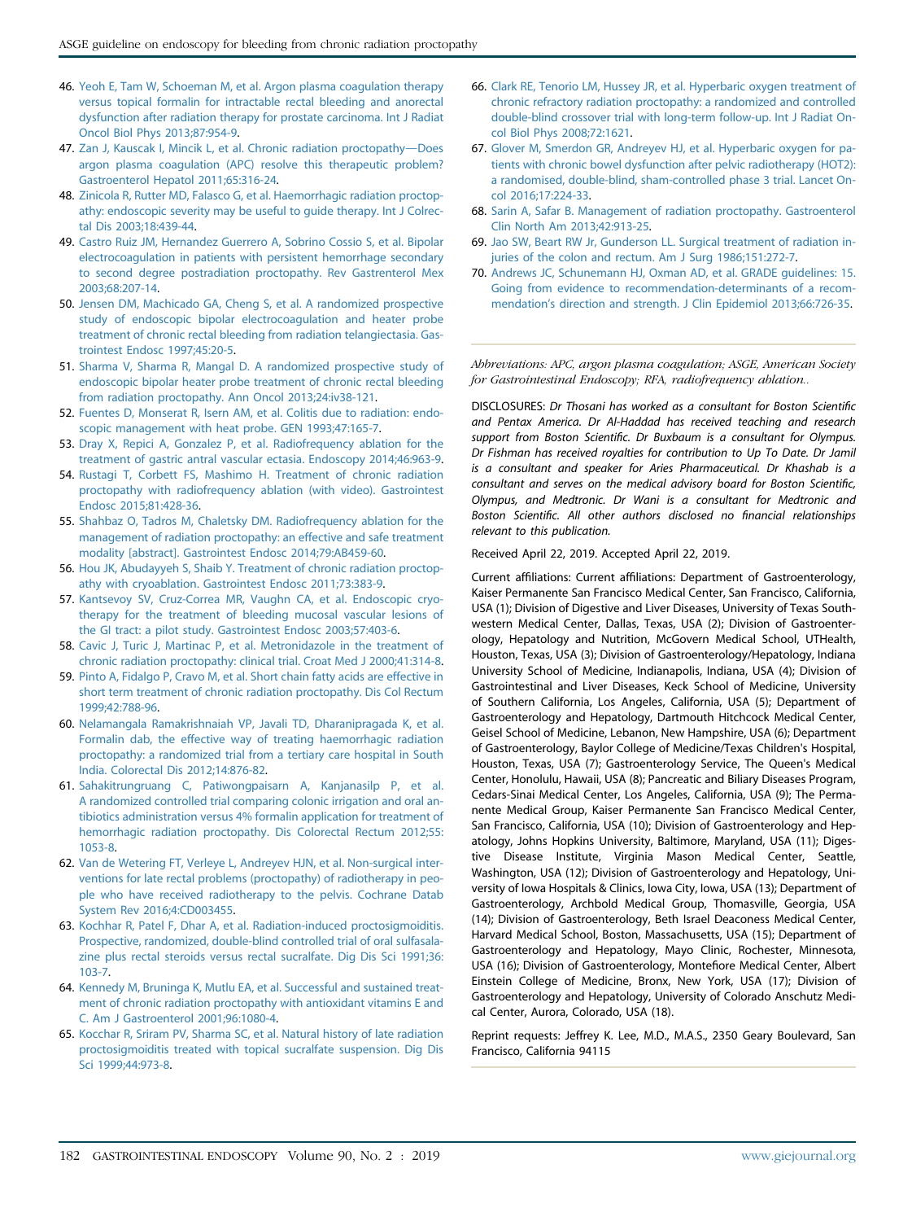46. Yeoh E, Tam W, Schoeman M, et al. Argon plasma coagulation therapy versus topical formalin for intractable rectal bleeding and anorectal dysfunction after radiation therapy for prostate carcinoma. Int J Radiat Oncol Biol Phys 2013;87:954-9.
47. Zan J, Kauscak I, Mincik L, et al. Chronic radiation proctopathy—Does argon plasma coagulation (APC) resolve this therapeutic problem? Gastroenterol Hepatol 2011;65:316-24.
48. Zinicola R, Rutter MD, Falasco G, et al. Haemorrhagic radiation proctopathy: endoscopic severity may be useful to guide therapy. Int J Colrectal Dis 2003;18:439-44.
49. Castro Ruiz JM, Hernandez Guerrero A, Sobrino Cossio S, et al. Bipolar electrocoagulation in patients with persistent hemorrhage secondary to second degree postradiation proctopathy. Rev Gastrenterol Mex 2003;68:207-14.
50. Jensen DM, Machicado GA, Cheng S, et al. A randomized prospective study of endoscopic bipolar electrocoagulation and heater probe treatment of chronic rectal bleeding from radiation telangiectasia. Gastrointest Endosc 1997;45:20-5.
51. Sharma V, Sharma R, Mangal D. A randomized prospective study of endoscopic bipolar heater probe treatment of chronic rectal bleeding from radiation proctopathy. Ann Oncol 2013;24:iv38-121.
52. Fuentes D, Monserat R, Isern AM, et al. Colitis due to radiation: endoscopic management with heat probe. GEN 1993;47:165-7.
53. Dray X, Repici A, Gonzalez P, et al. Radiofrequency ablation for the treatment of gastric antral vascular ectasia. Endoscopy 2014;46:963-9.
54. Rustagi T, Corbett FS, Mashimo H. Treatment of chronic radiation proctopathy with radiofrequency ablation (with video). Gastrointest Endosc 2015;81:428-36.
55. Shahbaz O, Tadros M, Chaletsky DM. Radiofrequency ablation for the management of radiation proctopathy: an effective and safe treatment modality [abstract]. Gastrointest Endosc 2014;79:AB459-60.
56. Hou JK, Abudayyeh S, Shaib Y. Treatment of chronic radiation proctopathy with cryoablation. Gastrointest Endosc 2011;73:383-9.
57. Kantsevoy SV, Cruz-Correa MR, Vaughn CA, et al. Endoscopic cryotherapy for the treatment of bleeding mucosal vascular lesions of the GI tract: a pilot study. Gastrointest Endosc 2003;57:403-6.
58. Cavic J, Turic J, Martinac P, et al. Metronidazole in the treatment of chronic radiation proctopathy: clinical trial. Croat Med J 2000;41:314-8.
59. Pinto A, Fidalgo P, Cravo M, et al. Short chain fatty acids are effective in short term treatment of chronic radiation proctopathy. Dis Col Rectum 1999;42:788-96.
60. Nelamangala Ramakrishnaiah VP, Javali TD, Dharanipragada K, et al. Formalin dab, the effective way of treating haemorrhagic radiation proctopathy: a randomized trial from a tertiary care hospital in South India. Colorectal Dis 2012;14:876-82.
61. Sahakitrungruang C, Patiwongpaisarn A, Kanjanasilp P, et al. A randomized controlled trial comparing colonic irrigation and oral antibiotics administration versus 4% formalin application for treatment of hemorrhagic radiation proctopathy. Dis Colorectal Rectum 2012;55:1053-8.
62. Van de Wetering FT, Verleye L, Andreyev HJN, et al. Non-surgical interventions for late rectal problems (proctopathy) of radiotherapy in people who have received radiotherapy to the pelvis. Cochrane Datab System Rev 2016;4:CD003455.
63. Kochhar R, Patel F, Dhar A, et al. Radiation-induced proctosigmoiditis. Prospective, randomized, double-blind controlled trial of oral sulfasalazine plus rectal steroids versus rectal sucralfate. Dig Dis Sci 1991;36:103-7.
64. Kennedy M, Bruninga K, Mutlu EA, et al. Successful and sustained treatment of chronic radiation proctopathy with antioxidant vitamins E and C. Am J Gastroenterol 2001;96:1080-4.
65. Kocchar R, Sriram PV, Sharma SC, et al. Natural history of late radiation proctosigmoiditis treated with topical sucralfate suspension. Dig Dis Sci 1999;44:973-8.
66. Clark RE, Tenorio LM, Hussey JR, et al. Hyperbaric oxygen treatment of chronic refractory radiation proctopathy: a randomized and controlled double-blind crossover trial with long-term follow-up. Int J Radiat Oncol Biol Phys 2008;72:1621.
67. Glover M, Smerdon GR, Andreyev HJ, et al. Hyperbaric oxygen for patients with chronic bowel dysfunction after pelvic radiotherapy (HOT2): a randomised, double-blind, sham-controlled phase 3 trial. Lancet Oncol 2016;17:224-33.
68. Sarin A, Safar B. Management of radiation proctopathy. Gastroenterol Clin North Am 2013;42:913-25.
69. Jao SW, Beart RW Jr, Gunderson LL. Surgical treatment of radiation injuries of the colon and rectum. Am J Surg 1986;151:272-7.
70. Andrews JC, Schunemann HJ, Oxman AD, et al. GRADE guidelines: 15. Going from evidence to recommendation-determinants of a recommendation's direction and strength. J Clin Epidemiol 2013;66:726-35.

*Abbreviations: APC, argon plasma coagulation; ASGE, American Society for Gastrointestinal Endoscopy; RFA, radiofrequency ablation..*

DISCLOSURES: *Dr Thosani has worked as a consultant for Boston Scientific and Pentax America. Dr Al-Haddad has received teaching and research support from Boston Scientific. Dr Buxbaum is a consultant for Olympus. Dr Fishman has received royalties for contribution to Up To Date. Dr Jamil is a consultant and speaker for Aries Pharmaceutical. Dr Khashab is a consultant and serves on the medical advisory board for Boston Scientific, Olympus, and Medtronic. Dr Wani is a consultant for Medtronic and Boston Scientific. All other authors disclosed no financial relationships relevant to this publication.*

Received April 22, 2019. Accepted April 22, 2019.

Current affiliations: Current affiliations: Department of Gastroenterology, Kaiser Permanente San Francisco Medical Center, San Francisco, California, USA (1); Division of Digestive and Liver Diseases, University of Texas Southwestern Medical Center, Dallas, Texas, USA (2); Division of Gastroenterology, Hepatology and Nutrition, McGovern Medical School, UTHealth, Houston, Texas, USA (3); Division of Gastroenterology/Hepatology, Indiana University School of Medicine, Indianapolis, Indiana, USA (4); Division of Gastrointestinal and Liver Diseases, Keck School of Medicine, University of Southern California, Los Angeles, California, USA (5); Department of Gastroenterology and Hepatology, Dartmouth Hitchcock Medical Center, Geisel School of Medicine, Lebanon, New Hampshire, USA (6); Department of Gastroenterology, Baylor College of Medicine/Texas Children's Hospital, Houston, Texas, USA (7); Gastroenterology Service, The Queen's Medical Center, Honolulu, Hawaii, USA (8); Pancreatic and Biliary Diseases Program, Cedars-Sinai Medical Center, Los Angeles, California, USA (9); The Permanente Medical Group, Kaiser Permanente San Francisco Medical Center, San Francisco, California, USA (10); Division of Gastroenterology and Hepatology, Johns Hopkins University, Baltimore, Maryland, USA (11); Digestive Disease Institute, Virginia Mason Medical Center, Seattle, Washington, USA (12); Division of Gastroenterology and Hepatology, University of Iowa Hospitals & Clinics, Iowa City, Iowa, USA (13); Department of Gastroenterology, Archbold Medical Group, Thomasville, Georgia, USA (14); Division of Gastroenterology, Beth Israel Deaconess Medical Center, Harvard Medical School, Boston, Massachusetts, USA (15); Department of Gastroenterology and Hepatology, Mayo Clinic, Rochester, Minnesota, USA (16); Division of Gastroenterology, Montefiore Medical Center, Albert Einstein College of Medicine, Bronx, New York, USA (17); Division of Gastroenterology and Hepatology, University of Colorado Anschutz Medical Center, Aurora, Colorado, USA (18).

Reprint requests: Jeffrey K. Lee, M.D., M.A.S., 2350 Geary Boulevard, San Francisco, California 94115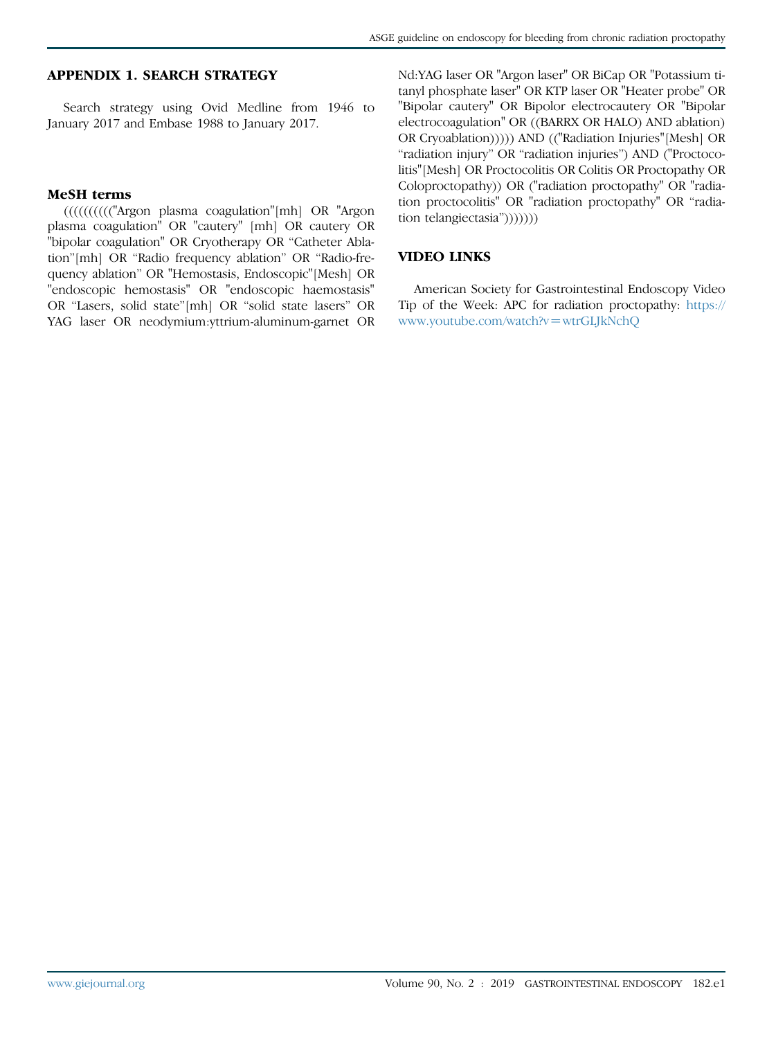## APPENDIX 1. SEARCH STRATEGY

Search strategy using Ovid Medline from 1946 to January 2017 and Embase 1988 to January 2017.

### MeSH terms

((((((((("Argon plasma coagulation"[mh] OR "Argon plasma coagulation" OR "cautery" [mh] OR cautery OR "bipolar coagulation" OR Cryotherapy OR "Catheter Ablation"[mh] OR "Radio frequency ablation" OR "Radio-frequency ablation" OR "Hemostasis, Endoscopic"[Mesh] OR "endoscopic hemostasis" OR "endoscopic haemostasis" OR "Lasers, solid state"[mh] OR "solid state lasers" OR YAG laser OR neodymium:yttrium-aluminum-garnet OR Nd:YAG laser OR "Argon laser" OR BiCap OR "Potassium titanyl phosphate laser" OR KTP laser OR "Heater probe" OR "Bipolar cautery" OR Bipolor electrocautery OR "Bipolar electrocoagulation" OR ((BARRX OR HALO) AND ablation) OR Cryoablation))))) AND (("Radiation Injuries"[Mesh] OR "radiation injury" OR "radiation injuries") AND ("Proctocolitis"[Mesh] OR Proctocolitis OR Colitis OR Proctopathy OR Coloproctopathy)) OR ("radiation proctopathy" OR "radiation proctocolitis" OR "radiation proctopathy" OR "radiation telangiectasia")))))))

## VIDEO LINKS

American Society for Gastrointestinal Endoscopy Video Tip of the Week: APC for radiation proctopathy: https://www.youtube.com/watch?v=wtrGLJkNchQ